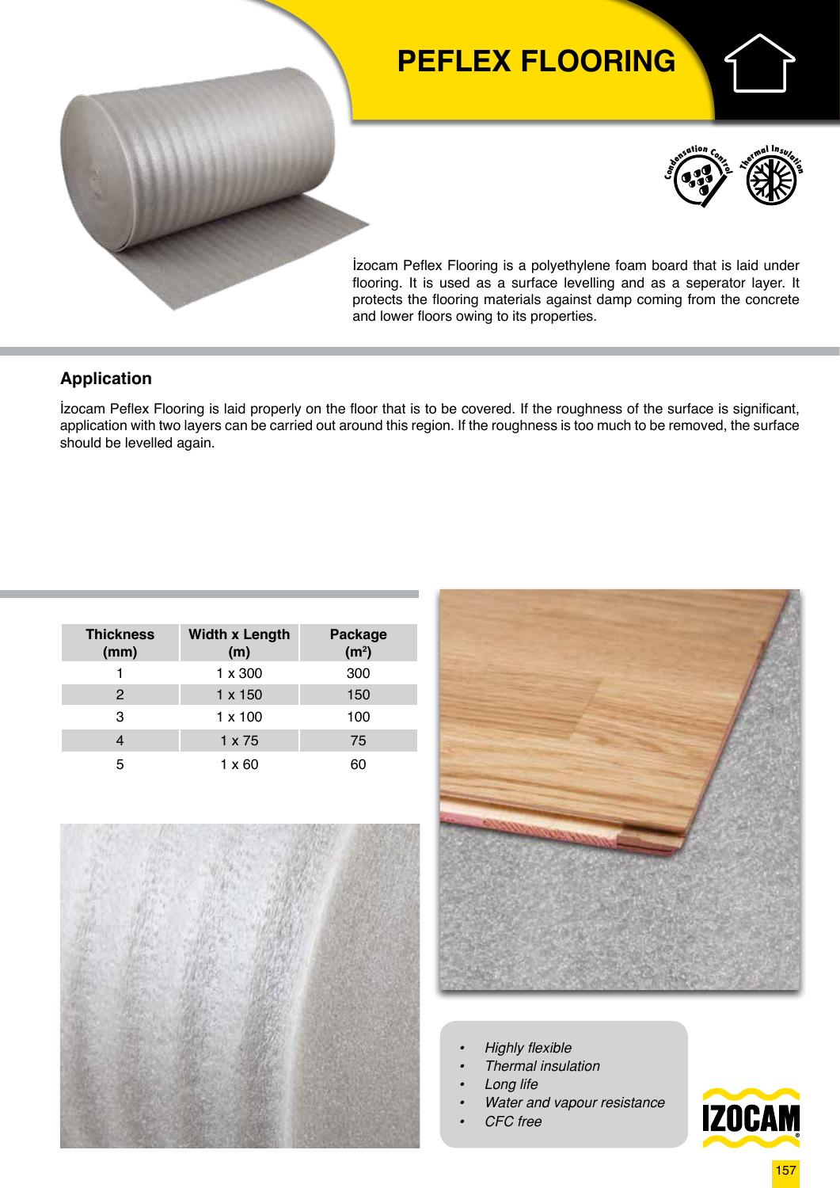# PEFLEX FLOORING

İzocam Peflex Flooring is a polyethylene foam board that is laid under flooring. It is used as a surface levelling and as a seperator layer. It protects the flooring materials against damp coming from the concrete and lower floors owing to its properties.

## Application

İzocam Peflex Flooring is laid properly on the floor that is to be covered. If the roughness of the surface is significant, application with two layers can be carried out around this region. If the roughness is too much to be removed, the surface should be levelled again.

| Thickness (mm) | Width x Length (m) | Package ($m^2$) |
| --- | --- | --- |
| 1 | 1 x 300 | 300 |
| 2 | 1 x 150 | 150 |
| 3 | 1 x 100 | 100 |
| 4 | 1 x 75 | 75 |
| 5 | 1 x 60 | 60 |

- *Highly flexible*
- *Thermal insulation*
- *Long life*
- *Water and vapour resistance*
- *CFC free*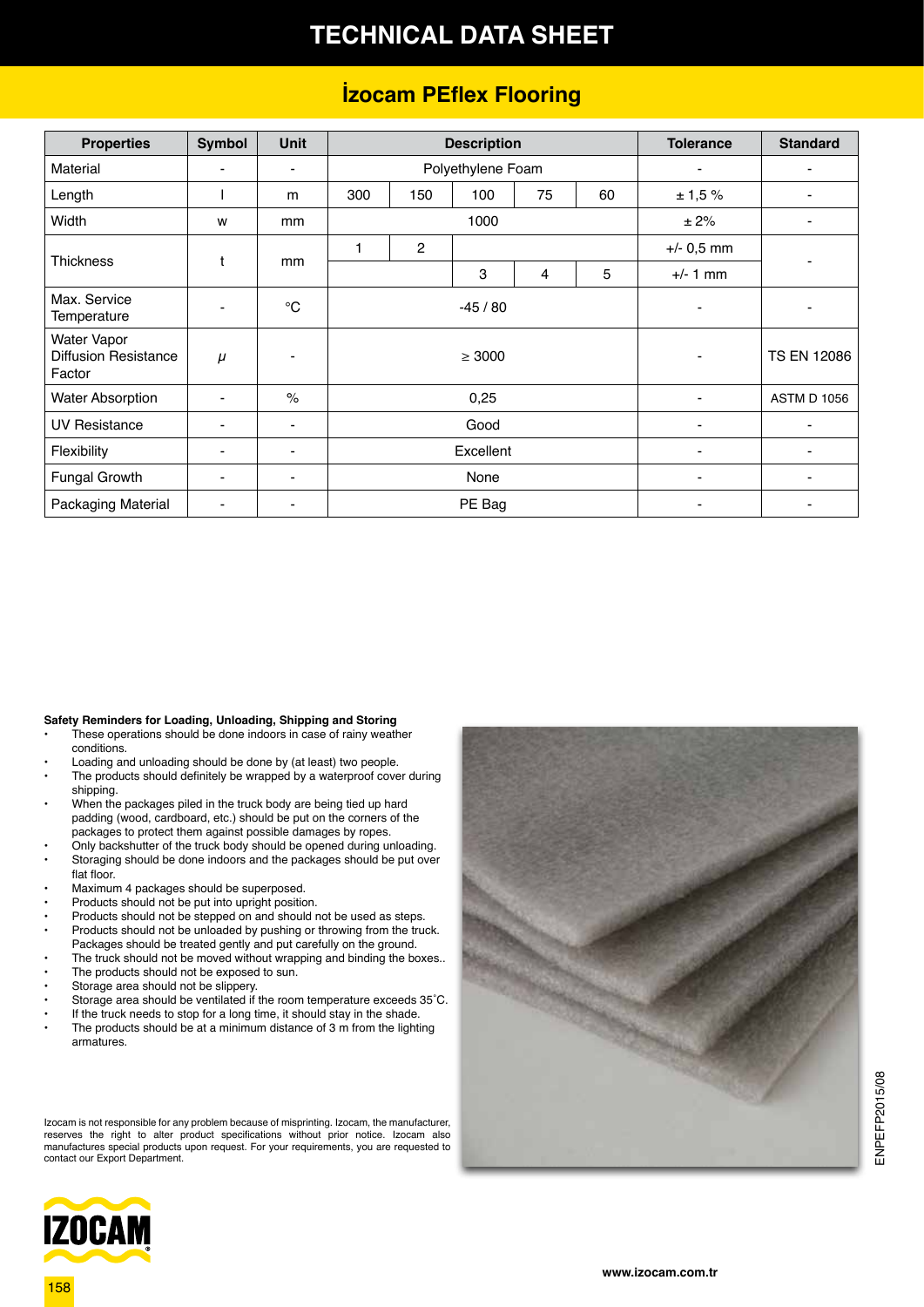# TECHNICAL DATA SHEET

## İzocam PEflex Flooring

| Properties | Symbol | Unit | Description | | | | | Tolerance | Standard |
|---|---|---|---|---|---|---|---|---|---|
| Material | - | - | Polyethylene Foam | | | | | - | - |
| Length | l | m | 300 | 150 | 100 | 75 | 60 | ± 1,5 % | - |
| Width | w | mm | 1000 | | | | | ± 2% | - |
| Thickness | t | mm | 1 | 2 | | | | +/- 0,5 mm | - |
| | | | | | 3 | 4 | 5 | +/- 1 mm | |
| Max. Service Temperature | - | °C | -45 / 80 | | | | | - | - |
| Water Vapor Diffusion Resistance Factor | $\mu$ | - | ≥ 3000 | | | | | - | TS EN 12086 |
| Water Absorption | - | % | 0,25 | | | | | - | ASTM D 1056 |
| UV Resistance | - | - | Good | | | | | - | - |
| Flexibility | - | - | Excellent | | | | | - | - |
| Fungal Growth | - | - | None | | | | | - | - |
| Packaging Material | - | - | PE Bag | | | | | - | - |

**Safety Reminders for Loading, Unloading, Shipping and Storing**

- These operations should be done indoors in case of rainy weather conditions.
- Loading and unloading should be done by (at least) two people.
- The products should definitely be wrapped by a waterproof cover during shipping.
- When the packages piled in the truck body are being tied up hard padding (wood, cardboard, etc.) should be put on the corners of the packages to protect them against possible damages by ropes.
- Only backshutter of the truck body should be opened during unloading.
- Storaging should be done indoors and the packages should be put over flat floor.
- Maximum 4 packages should be superposed.
- Products should not be put into upright position.
- Products should not be stepped on and should not be used as steps.
- Products should not be unloaded by pushing or throwing from the truck. Packages should be treated gently and put carefully on the ground.
- The truck should not be moved without wrapping and binding the boxes..
- The products should not be exposed to sun.
- Storage area should not be slippery.
- Storage area should be ventilated if the room temperature exceeds 35˚C.
- If the truck needs to stop for a long time, it should stay in the shade.
- The products should be at a minimum distance of 3 m from the lighting armatures.

Izocam is not responsible for any problem because of misprinting. Izocam, the manufacturer, reserves the right to alter product specifications without prior notice. Izocam also manufactures special products upon request. For your requirements, you are requested to contact our Export Department.

ENPEFP2015/08

IZOCAM

www.izocam.com.tr